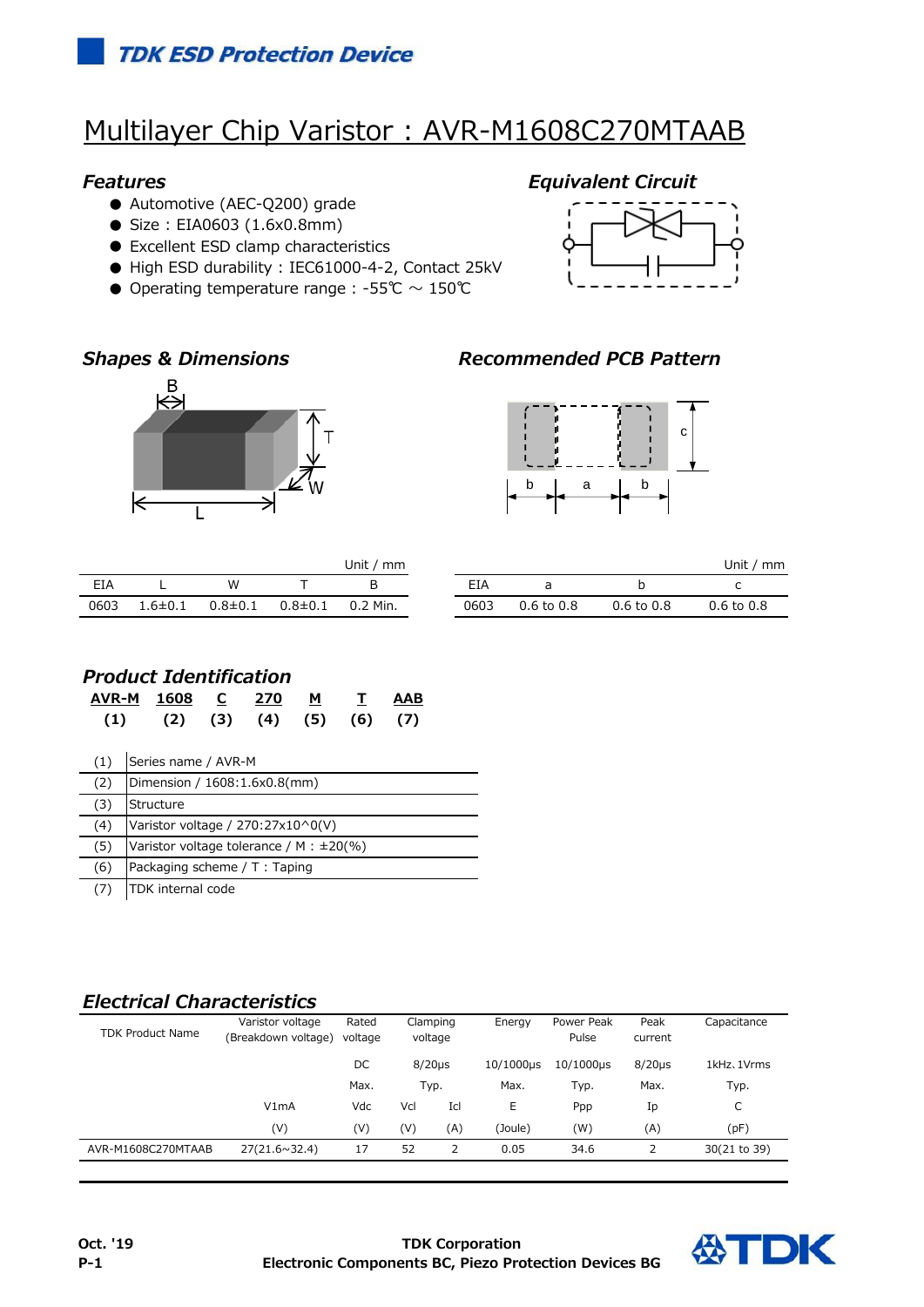TDK ESD Protection Device

# Multilayer Chip Varistor : AVR-M1608C270MTAAB

## Features

- Automotive (AEC-Q200) grade
- Size : EIA0603 (1.6x0.8mm)
- Excellent ESD clamp characteristics
- High ESD durability : IEC61000-4-2, Contact 25kV
- Operating temperature range : -55℃ ～ 150℃

## Equivalent Circuit

## Shapes & Dimensions

Unit / mm

| EIA | L | W | T | B |
|---|---|---|---|---|
| 0603 | 1.6±0.1 | 0.8±0.1 | 0.8±0.1 | 0.2 Min. |

## Recommended PCB Pattern

Unit / mm

| EIA | a | b | c |
|---|---|---|---|
| 0603 | 0.6 to 0.8 | 0.6 to 0.8 | 0.6 to 0.8 |

## Product Identification

| AVR-M | 1608 | C | 270 | M | T | AAB |
|---|---|---|---|---|---|---|
| (1) | (2) | (3) | (4) | (5) | (6) | (7) |

| | |
|---|---|
| (1) | Series name / AVR-M |
| (2) | Dimension / 1608:1.6x0.8(mm) |
| (3) | Structure |
| (4) | Varistor voltage / 270:27x10^0(V) |
| (5) | Varistor voltage tolerance / M : ±20(%) |
| (6) | Packaging scheme / T : Taping |
| (7) | TDK internal code |

## Electrical Characteristics

| TDK Product Name | Varistor voltage (Breakdown voltage) | Rated voltage | Clamping voltage | | Energy | Power Peak Pulse | Peak current | Capacitance |
|---|---|---|---|---|---|---|---|---|
| | | DC | 8/20μs | | 10/1000μs | 10/1000μs | 8/20μs | 1kHz, 1Vrms |
| | | Max. | Typ. | | Max. | Typ. | Max. | Typ. |
| | V1mA | Vdc | Vcl | Icl | E | Ppp | Ip | C |
| | (V) | (V) | (V) | (A) | (Joule) | (W) | (A) | (pF) |
| AVR-M1608C270MTAAB | 27(21.6~32.4) | 17 | 52 | 2 | 0.05 | 34.6 | 2 | 30(21 to 39) |

Oct. '19

TDK Corporation
Electronic Components BC, Piezo Protection Devices BG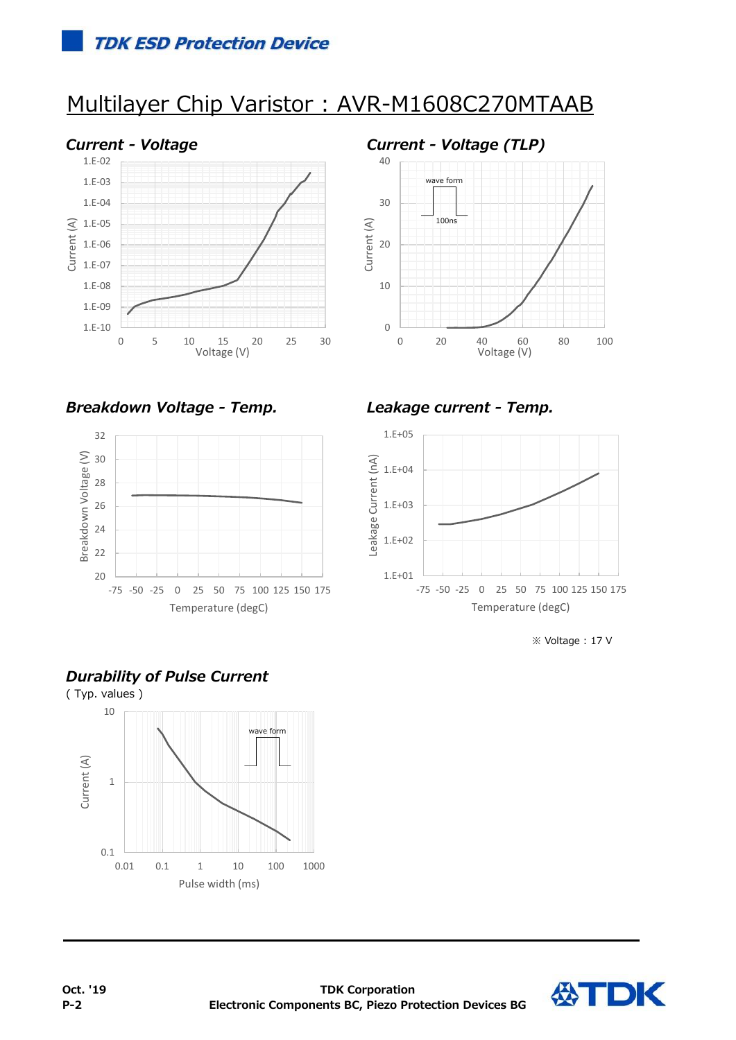## Multilayer Chip Varistor : AVR-M1608C270MTAAB

### *Current - Voltage*

### *Current - Voltage (TLP)*

### *Breakdown Voltage - Temp.*

### *Leakage current - Temp.*

※ Voltage : 17 V

### *Durability of Pulse Current*

( Typ. values )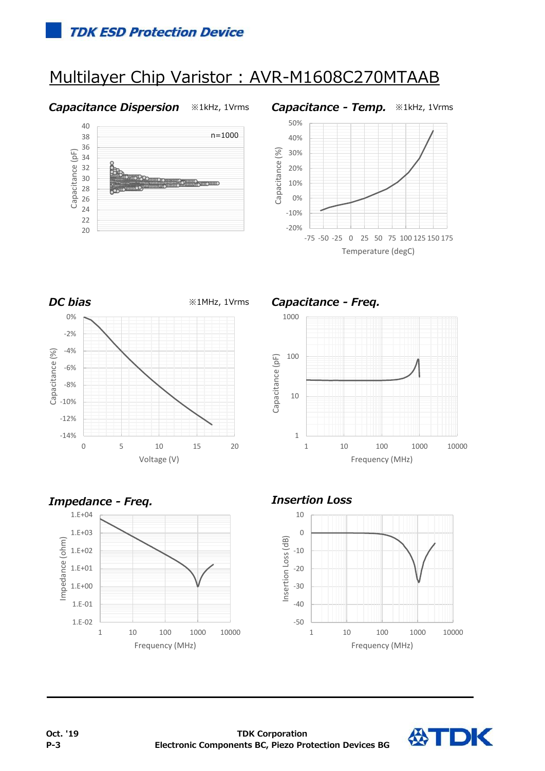# Multilayer Chip Varistor : AVR-M1608C270MTAAB

### Capacitance Dispersion

※1kHz, 1Vrms

n=1000

Capacitance (pF)

### Capacitance - Temp.

※1kHz, 1Vrms

Capacitance (%)

Temperature (degC)

### DC bias

※1MHz, 1Vrms

Capacitance (%)

Voltage (V)

### Capacitance - Freq.

Capacitance (pF)

Frequency (MHz)

### Impedance - Freq.

Impedance (ohm)

Frequency (MHz)

### Insertion Loss

Insertion Loss (dB)

Frequency (MHz)

Oct. '19

TDK Corporation
Electronic Components BC, Piezo Protection Devices BG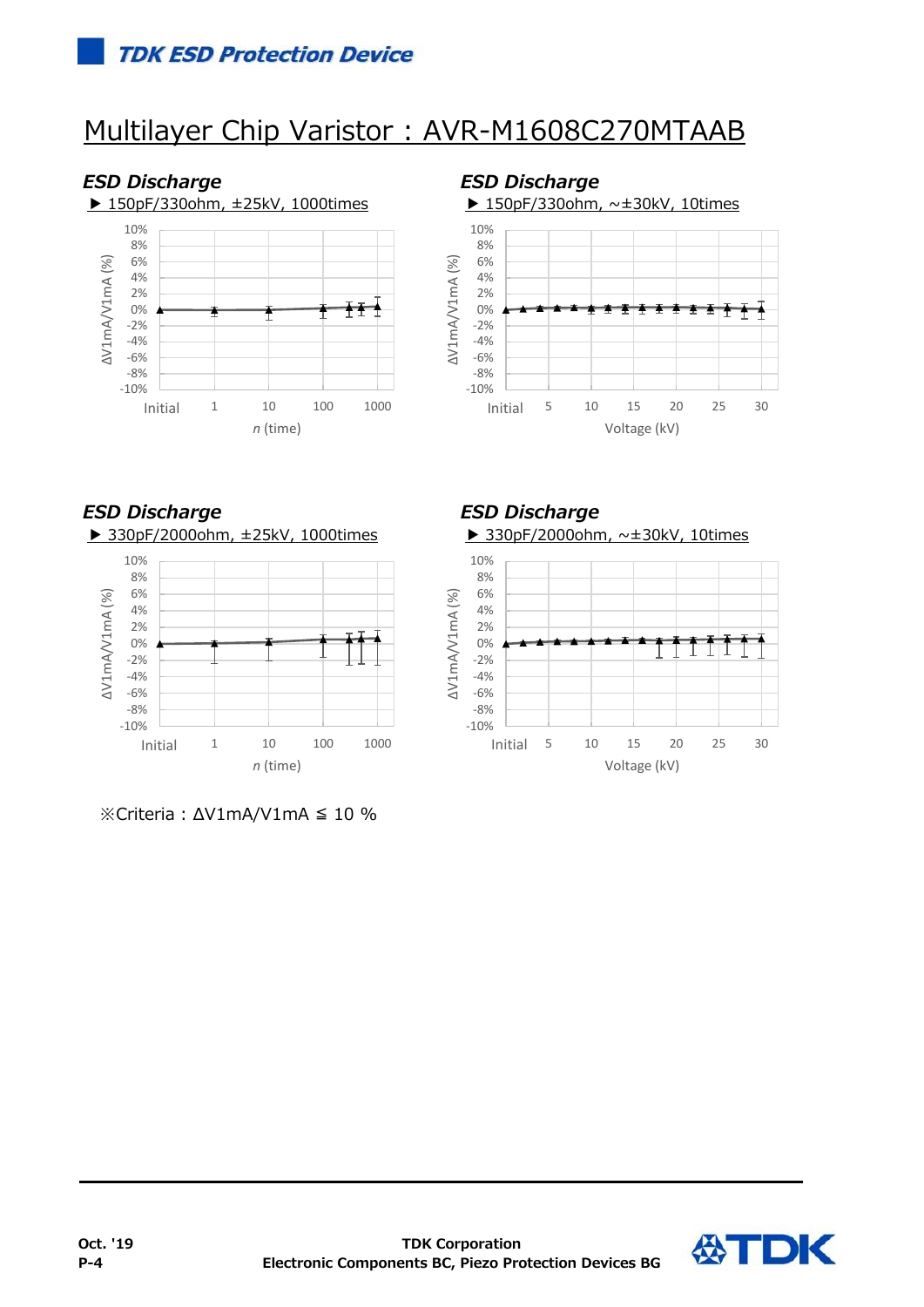# Multilayer Chip Varistor : AVR-M1608C270MTAAB

### *ESD Discharge*

▶ 150pF/330ohm, ±25kV, 1000times

10%
8%
6%
4%
2%
0%
-2%
-4%
-6%
-8%
-10%

ΔV1mA/V1mA (%)

Initial 1 10 100 1000

*n* (time)

### *ESD Discharge*

▶ 150pF/330ohm, ~±30kV, 10times

10%
8%
6%
4%
2%
0%
-2%
-4%
-6%
-8%
-10%

ΔV1mA/V1mA (%)

Initial 5 10 15 20 25 30

Voltage (kV)

### *ESD Discharge*

▶ 330pF/2000ohm, ±25kV, 1000times

10%
8%
6%
4%
2%
0%
-2%
-4%
-6%
-8%
-10%

ΔV1mA/V1mA (%)

Initial 1 10 100 1000

*n* (time)

### *ESD Discharge*

▶ 330pF/2000ohm, ~±30kV, 10times

10%
8%
6%
4%
2%
0%
-2%
-4%
-6%
-8%
-10%

ΔV1mA/V1mA (%)

Initial 5 10 15 20 25 30

Voltage (kV)

※Criteria : ΔV1mA/V1mA ≦ 10 %

**Oct. '19**

**TDK Corporation**
**Electronic Components BC, Piezo Protection Devices BG**